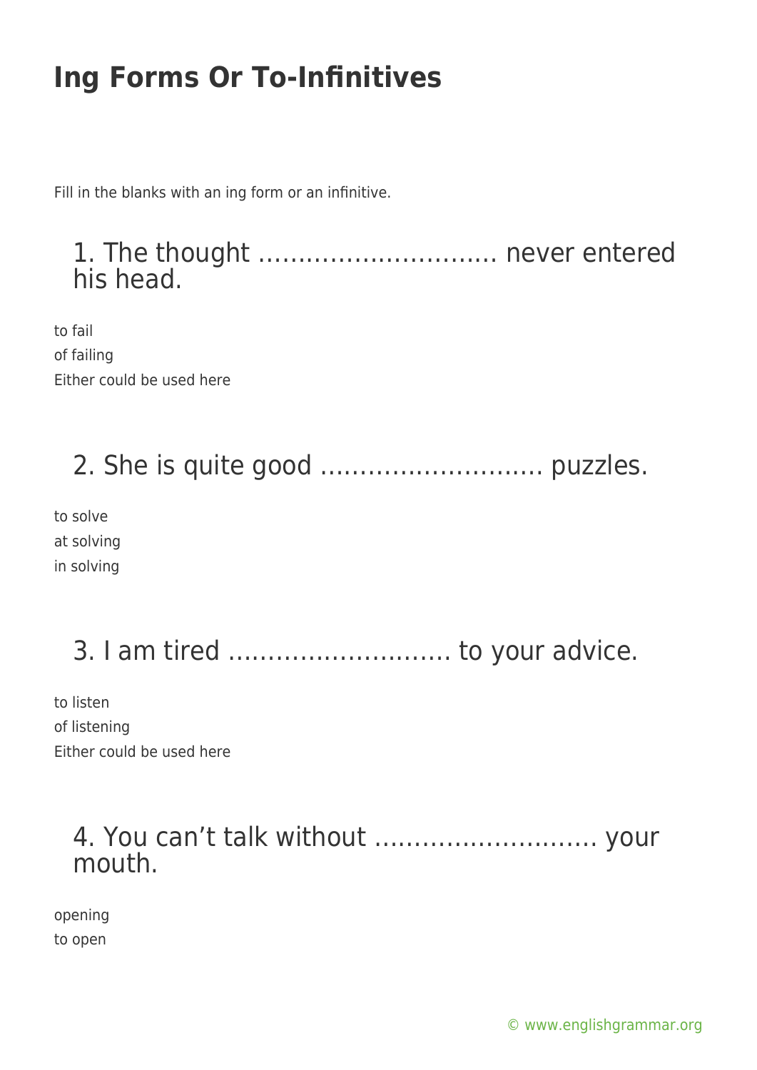# Ing Forms Or To-Infinitives

Fill in the blanks with an ing form or an infinitive.

## 1. The thought ………………………… never entered his head.

to fail
of failing
Either could be used here

## 2. She is quite good ………………………. puzzles.

to solve
at solving
in solving

## 3. I am tired ………………………. to your advice.

to listen
of listening
Either could be used here

## 4. You can't talk without ………………………. your mouth.

opening
to open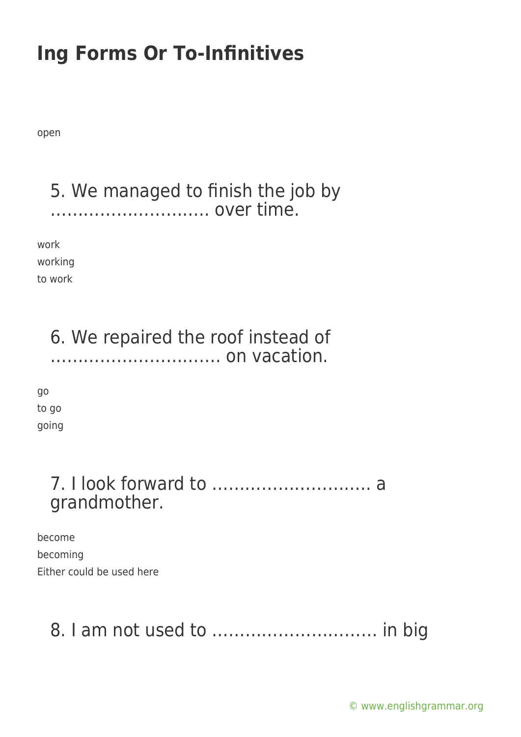open

5. We managed to finish the job by ……………………….. over time.

work
working
to work

6. We repaired the roof instead of …………………………. on vacation.

go
to go
going

7. I look forward to ……………………….. a grandmother.

become
becoming
Either could be used here

8. I am not used to ……………………….. in big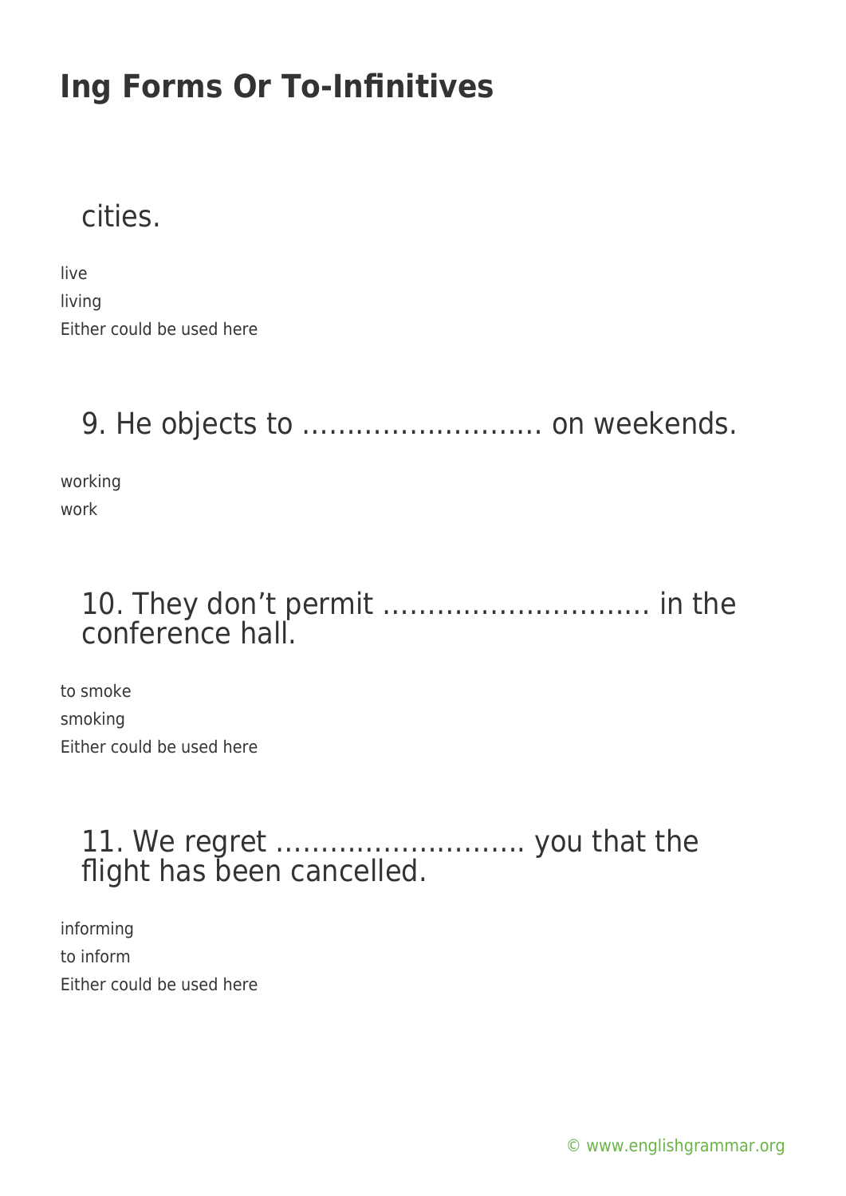cities.

live
living
Either could be used here

9. He objects to ……………………… on weekends.

working
work

10. They don’t permit ………………………… in the conference hall.

to smoke
smoking
Either could be used here

11. We regret ………………………. you that the flight has been cancelled.

informing
to inform
Either could be used here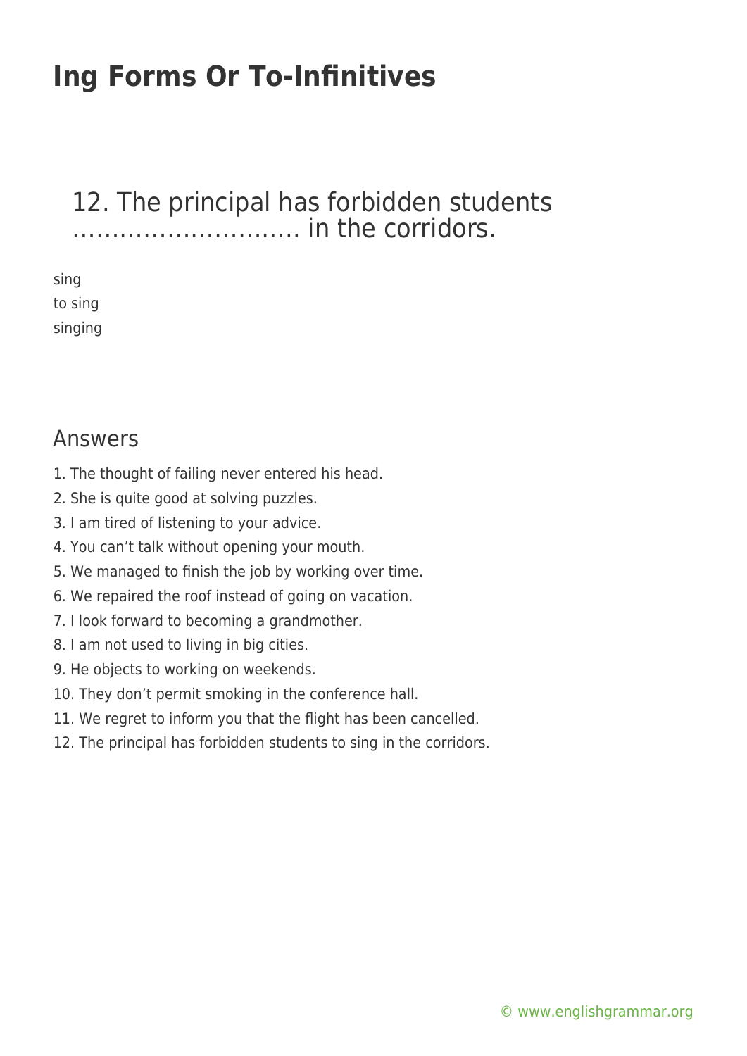# Ing Forms Or To-Infinitives

## 12. The principal has forbidden students ………………………. in the corridors.

sing
to sing
singing

## Answers

1. The thought of failing never entered his head.
2. She is quite good at solving puzzles.
3. I am tired of listening to your advice.
4. You can't talk without opening your mouth.
5. We managed to finish the job by working over time.
6. We repaired the roof instead of going on vacation.
7. I look forward to becoming a grandmother.
8. I am not used to living in big cities.
9. He objects to working on weekends.
10. They don't permit smoking in the conference hall.
11. We regret to inform you that the flight has been cancelled.
12. The principal has forbidden students to sing in the corridors.

© www.englishgrammar.org